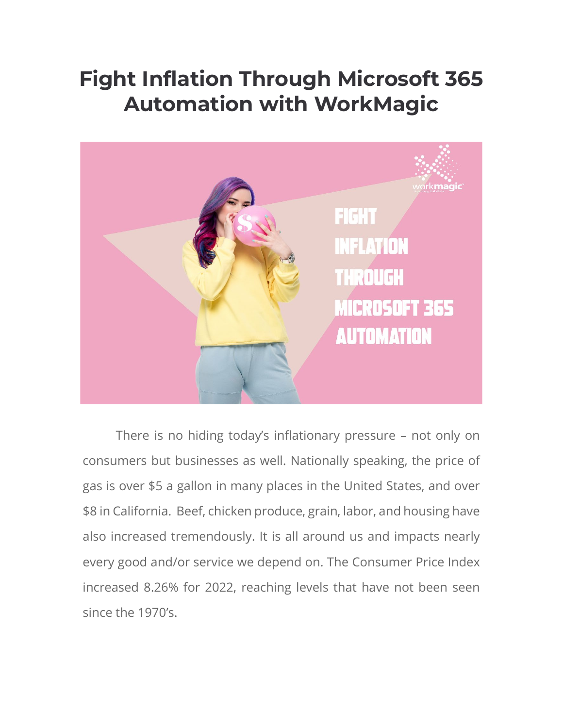# Fight Inflation Through Microsoft 365 Automation with WorkMagic

There is no hiding today's inflationary pressure – not only on consumers but businesses as well. Nationally speaking, the price of gas is over $5 a gallon in many places in the United States, and over $8 in California. Beef, chicken produce, grain, labor, and housing have also increased tremendously. It is all around us and impacts nearly every good and/or service we depend on. The Consumer Price Index increased 8.26% for 2022, reaching levels that have not been seen since the 1970's.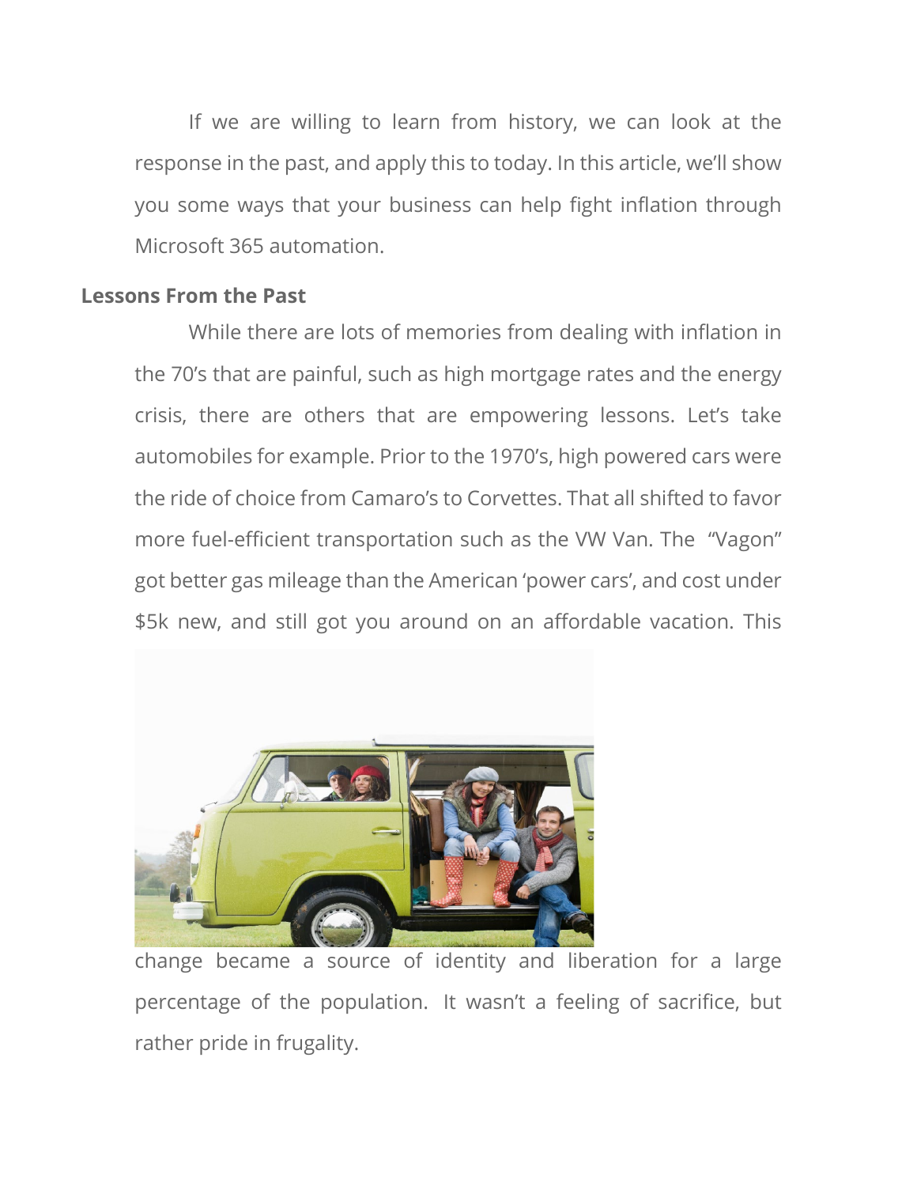If we are willing to learn from history, we can look at the response in the past, and apply this to today. In this article, we'll show you some ways that your business can help fight inflation through Microsoft 365 automation.

**Lessons From the Past**

While there are lots of memories from dealing with inflation in the 70's that are painful, such as high mortgage rates and the energy crisis, there are others that are empowering lessons. Let's take automobiles for example. Prior to the 1970's, high powered cars were the ride of choice from Camaro's to Corvettes. That all shifted to favor more fuel-efficient transportation such as the VW Van. The "Vagon" got better gas mileage than the American 'power cars', and cost under $5k new, and still got you around on an affordable vacation. This change became a source of identity and liberation for a large percentage of the population. It wasn't a feeling of sacrifice, but rather pride in frugality.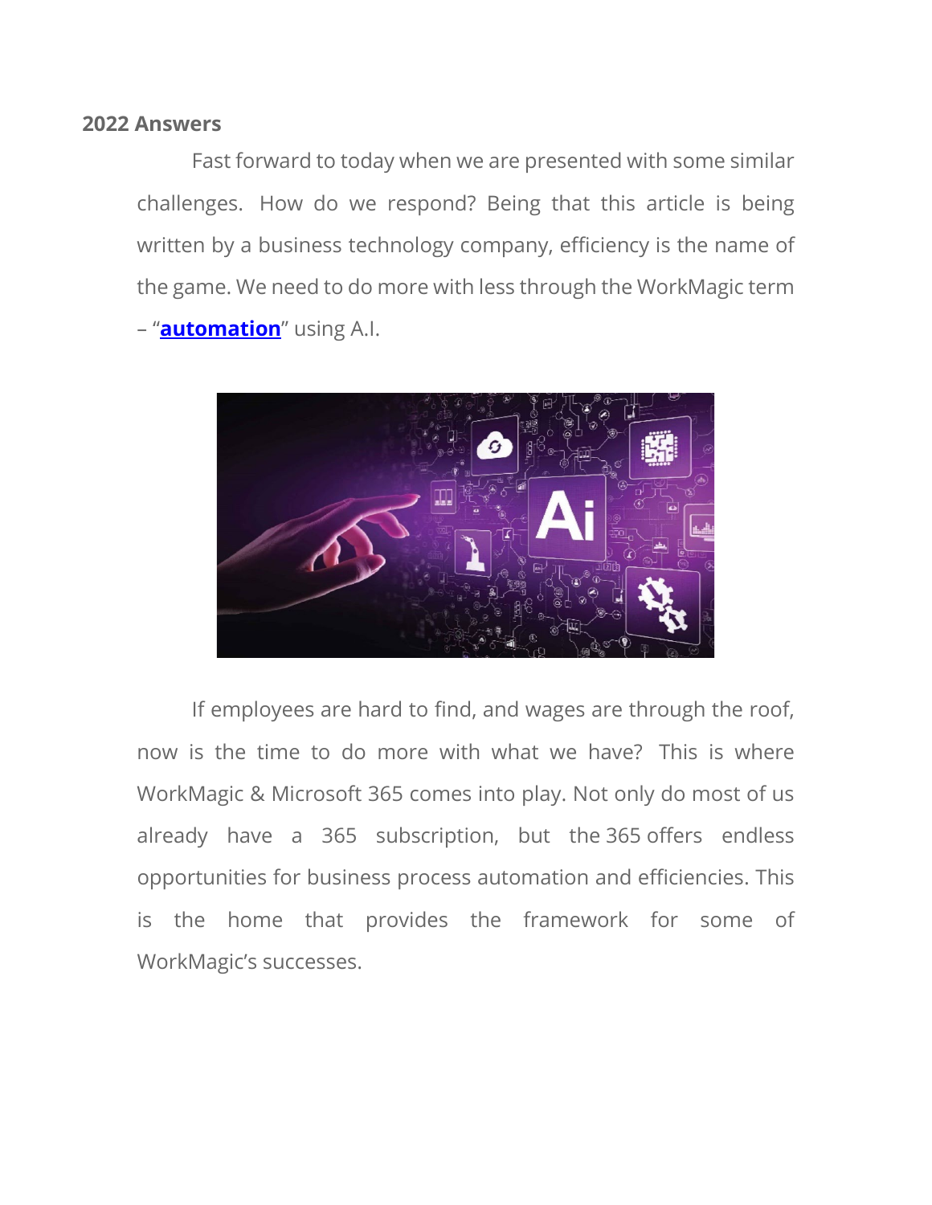**2022 Answers**

Fast forward to today when we are presented with some similar challenges. How do we respond? Being that this article is being written by a business technology company, efficiency is the name of the game. We need to do more with less through the WorkMagic term – "**automation**" using A.I.

If employees are hard to find, and wages are through the roof, now is the time to do more with what we have? This is where WorkMagic & Microsoft 365 comes into play. Not only do most of us already have a 365 subscription, but the 365 offers endless opportunities for business process automation and efficiencies. This is the home that provides the framework for some of WorkMagic's successes.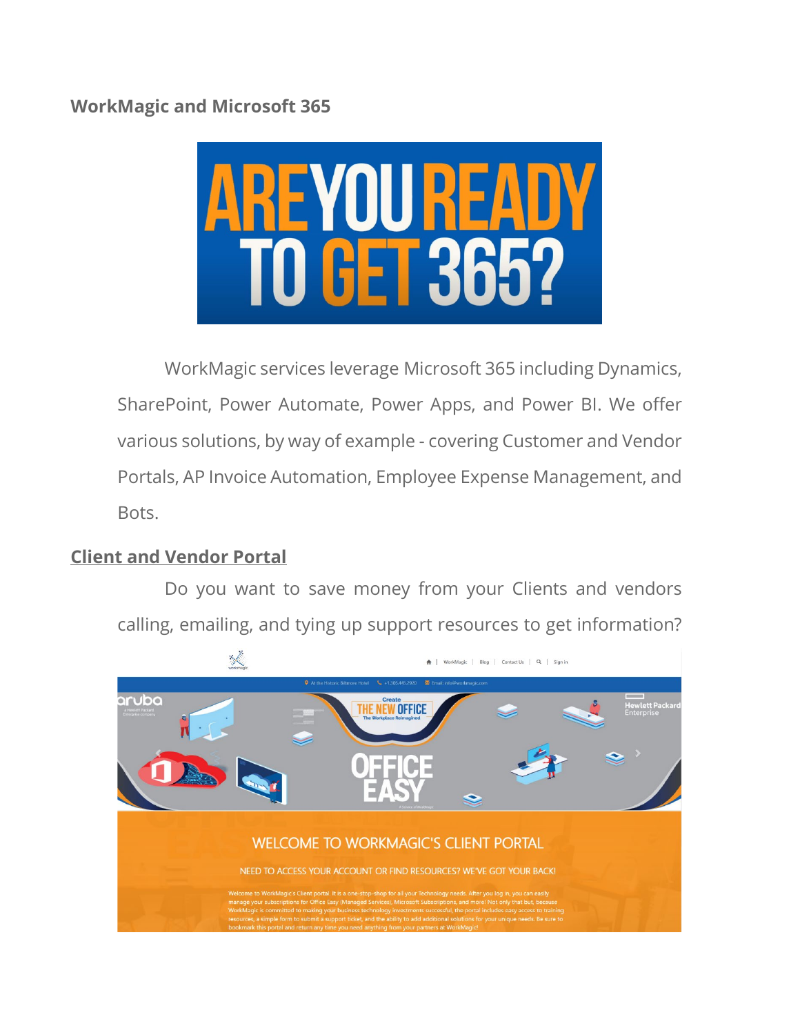**WorkMagic and Microsoft 365**

WorkMagic services leverage Microsoft 365 including Dynamics, SharePoint, Power Automate, Power Apps, and Power BI. We offer various solutions, by way of example - covering Customer and Vendor Portals, AP Invoice Automation, Employee Expense Management, and Bots.

## Client and Vendor Portal

Do you want to save money from your Clients and vendors calling, emailing, and tying up support resources to get information?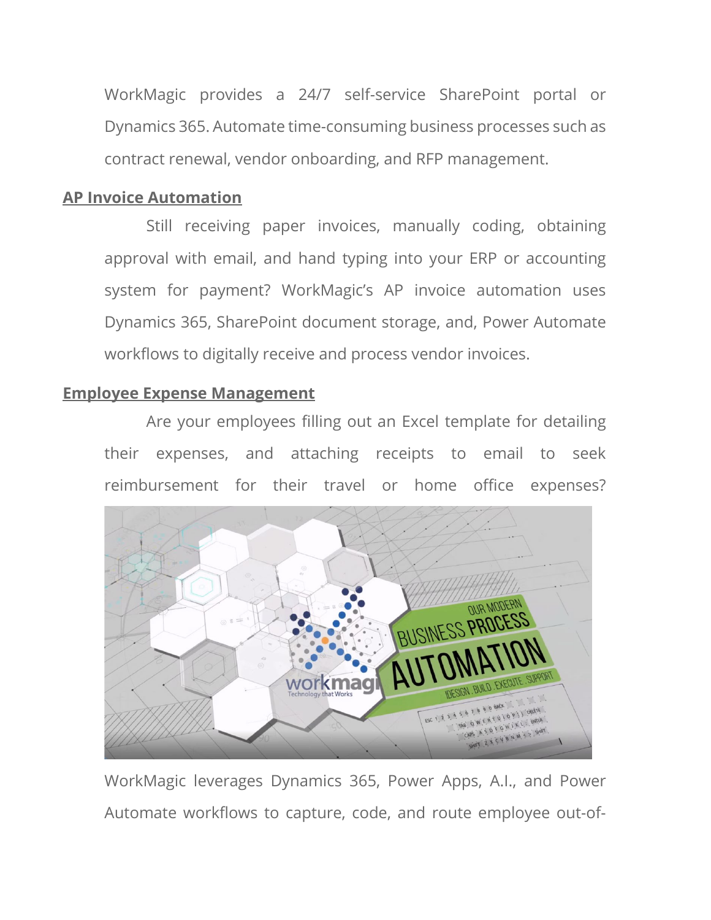WorkMagic provides a 24/7 self-service SharePoint portal or Dynamics 365. Automate time-consuming business processes such as contract renewal, vendor onboarding, and RFP management.

## AP Invoice Automation

Still receiving paper invoices, manually coding, obtaining approval with email, and hand typing into your ERP or accounting system for payment? WorkMagic's AP invoice automation uses Dynamics 365, SharePoint document storage, and, Power Automate workflows to digitally receive and process vendor invoices.

## Employee Expense Management

Are your employees filling out an Excel template for detailing their expenses, and attaching receipts to email to seek reimbursement for their travel or home office expenses?

WorkMagic leverages Dynamics 365, Power Apps, A.I., and Power Automate workflows to capture, code, and route employee out-of-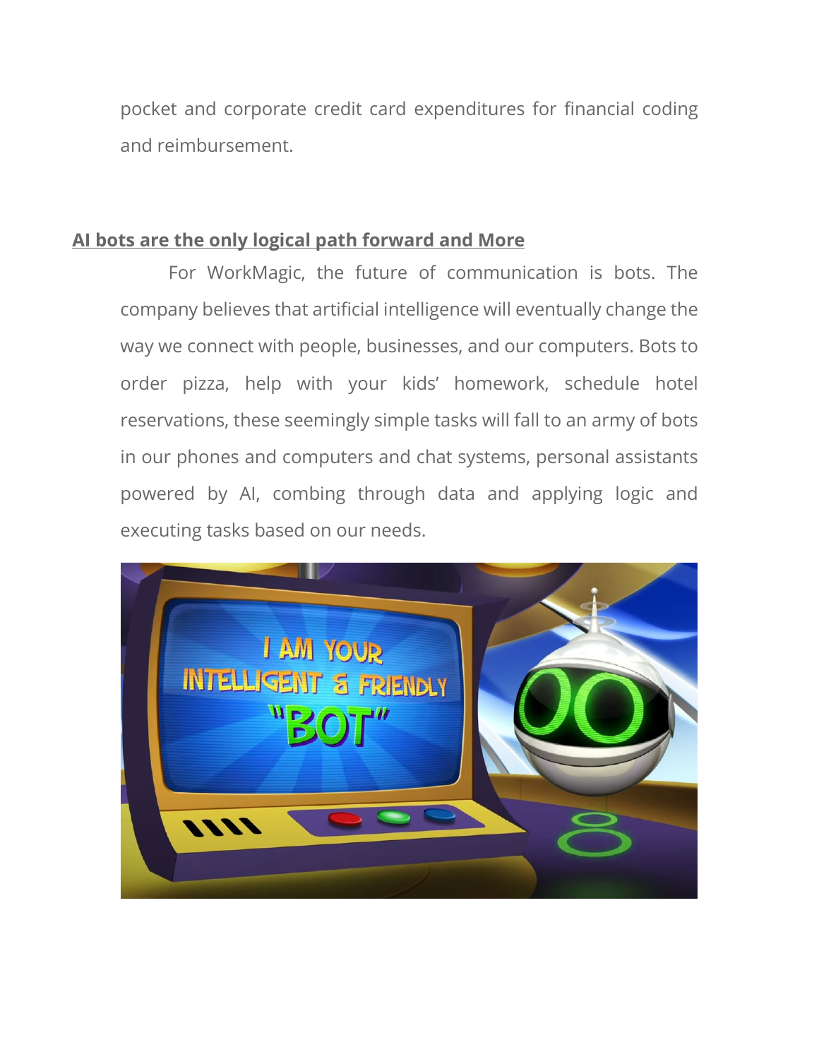pocket and corporate credit card expenditures for financial coding and reimbursement.

**AI bots are the only logical path forward and More**

For WorkMagic, the future of communication is bots. The company believes that artificial intelligence will eventually change the way we connect with people, businesses, and our computers. Bots to order pizza, help with your kids' homework, schedule hotel reservations, these seemingly simple tasks will fall to an army of bots in our phones and computers and chat systems, personal assistants powered by AI, combing through data and applying logic and executing tasks based on our needs.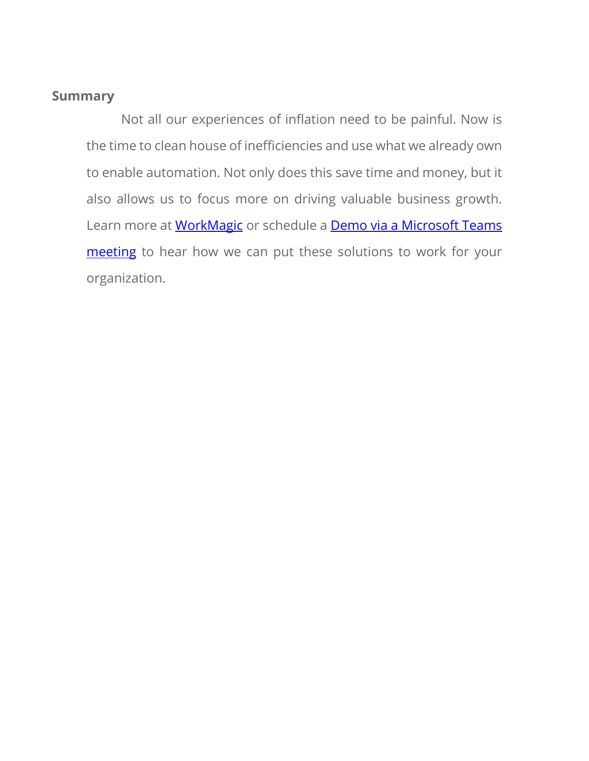**Summary**

Not all our experiences of inflation need to be painful. Now is the time to clean house of inefficiencies and use what we already own to enable automation. Not only does this save time and money, but it also allows us to focus more on driving valuable business growth. Learn more at WorkMagic or schedule a Demo via a Microsoft Teams meeting to hear how we can put these solutions to work for your organization.